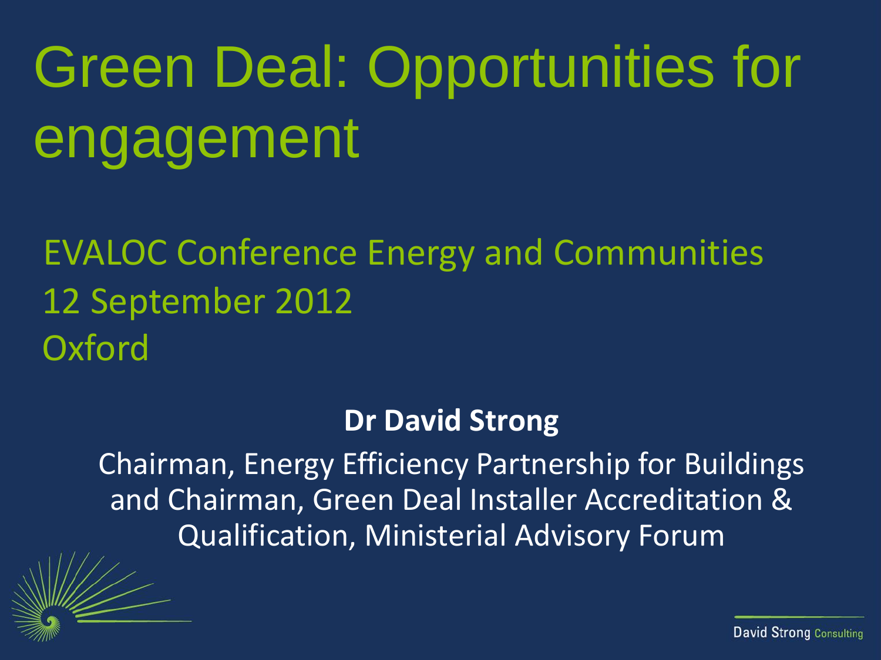# Green Deal: Opportunities for engagement

EVALOC Conference Energy and Communities
12 September 2012
Oxford

**Dr David Strong**

Chairman, Energy Efficiency Partnership for Buildings and Chairman, Green Deal Installer Accreditation & Qualification, Ministerial Advisory Forum

David Strong Consulting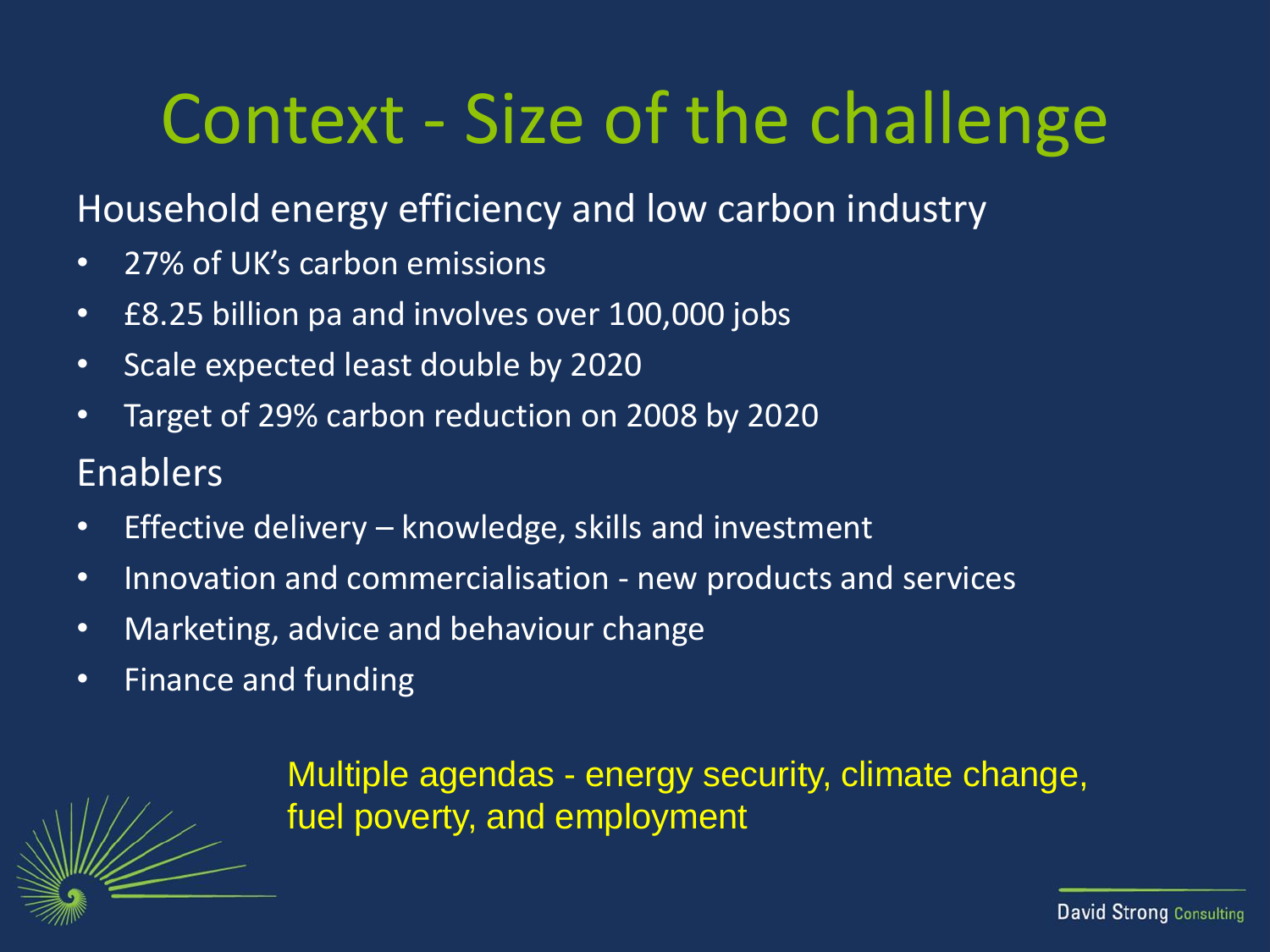# Context - Size of the challenge

## Household energy efficiency and low carbon industry

- 27% of UK's carbon emissions
- £8.25 billion pa and involves over 100,000 jobs
- Scale expected least double by 2020
- Target of 29% carbon reduction on 2008 by 2020

## Enablers

- Effective delivery – knowledge, skills and investment
- Innovation and commercialisation - new products and services
- Marketing, advice and behaviour change
- Finance and funding

Multiple agendas - energy security, climate change, fuel poverty, and employment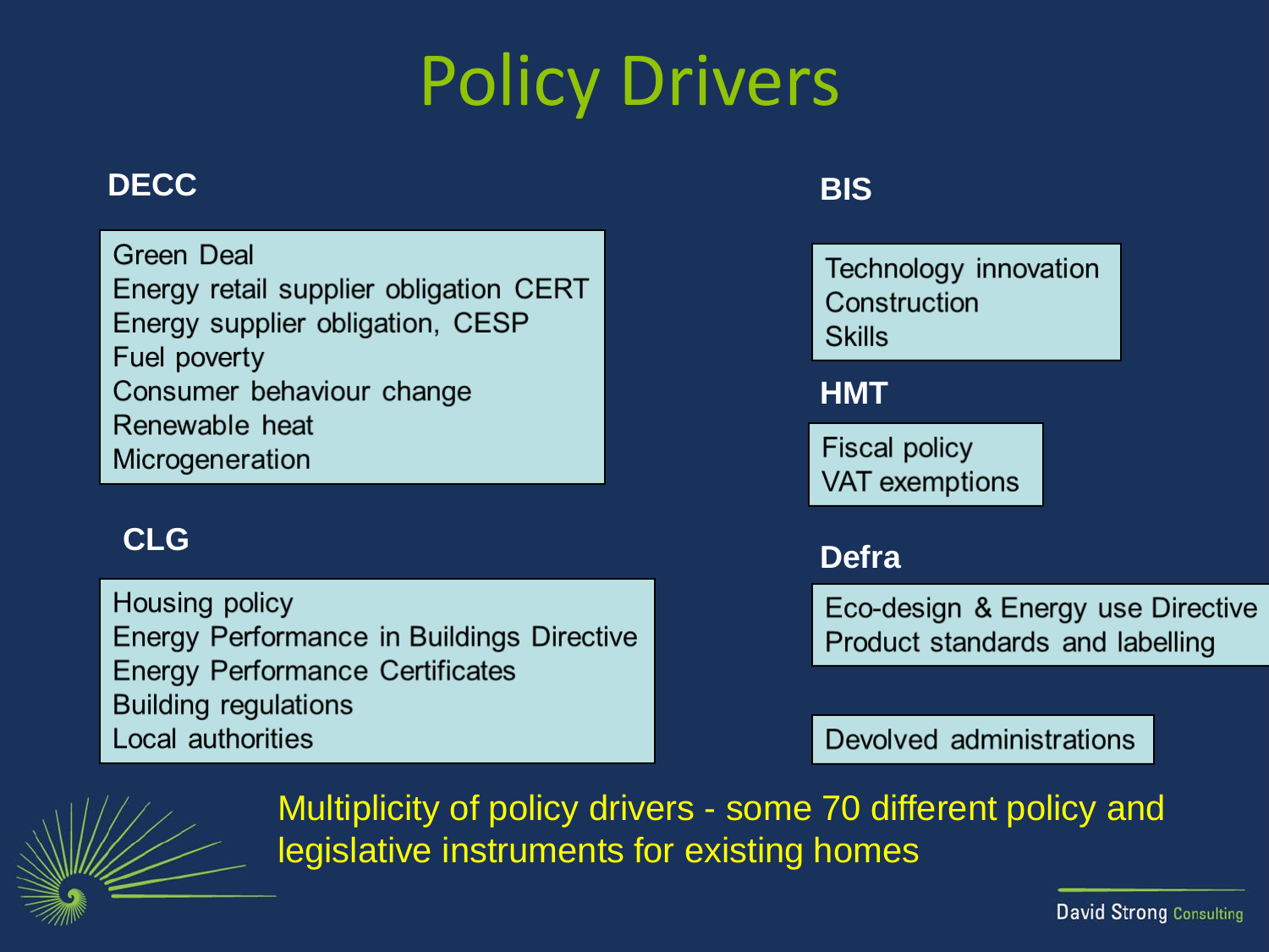# Policy Drivers

### DECC

- Green Deal
- Energy retail supplier obligation CERT
- Energy supplier obligation, CESP
- Fuel poverty
- Consumer behaviour change
- Renewable heat
- Microgeneration

### CLG

- Housing policy
- Energy Performance in Buildings Directive
- Energy Performance Certificates
- Building regulations
- Local authorities

### BIS

- Technology innovation
- Construction
- Skills

### HMT

- Fiscal policy
- VAT exemptions

### Defra

- Eco-design & Energy use Directive
- Product standards and labelling

Devolved administrations

Multiplicity of policy drivers - some 70 different policy and legislative instruments for existing homes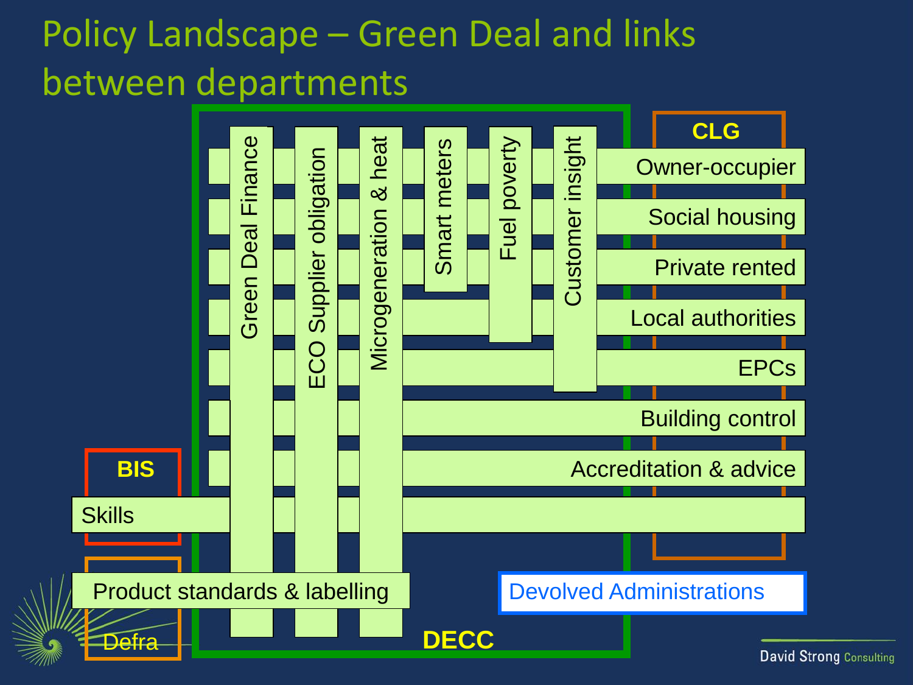# Policy Landscape – Green Deal and links between departments

**DECC**

- Green Deal Finance
- ECO Supplier obligation
- Microgeneration & heat
- Smart meters
- Fuel poverty
- Customer insight

**CLG**

- Owner-occupier
- Social housing
- Private rented
- Local authorities
- EPCs
- Building control
- Accreditation & advice

**BIS**

- Skills

**Defra**

- Product standards & labelling

Devolved Administrations

David Strong Consulting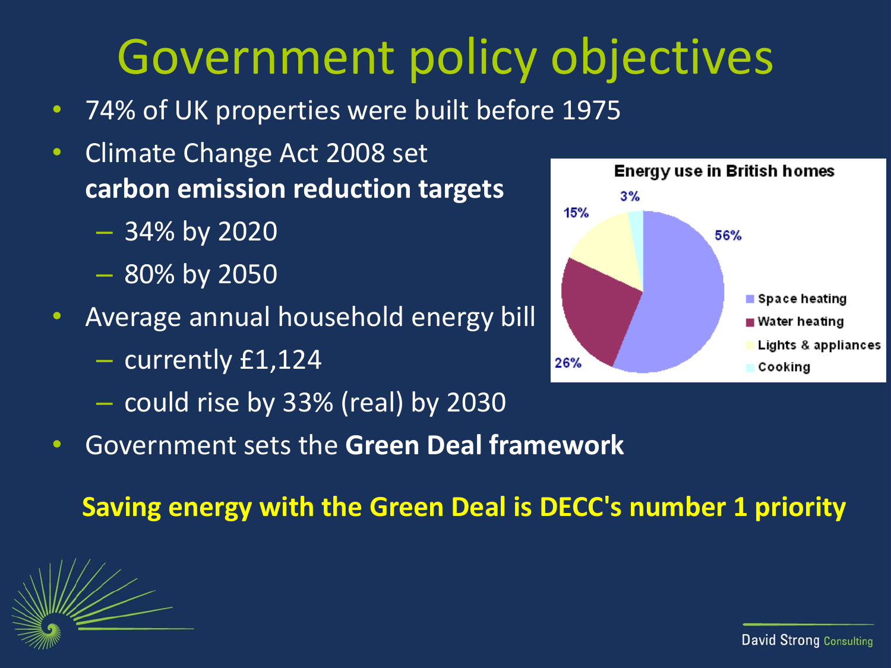# Government policy objectives

- 74% of UK properties were built before 1975
- Climate Change Act 2008 set **carbon emission reduction targets**
  - 34% by 2020
  - 80% by 2050
- Average annual household energy bill
  - currently £1,124
  - could rise by 33% (real) by 2030
- Government sets the **Green Deal framework**

**Energy use in British homes**

| Use | Share |
| --- | --- |
| Space heating | 56% |
| Water heating | 26% |
| Lights & appliances | 15% |
| Cooking | 3% |

**Saving energy with the Green Deal is DECC's number 1 priority**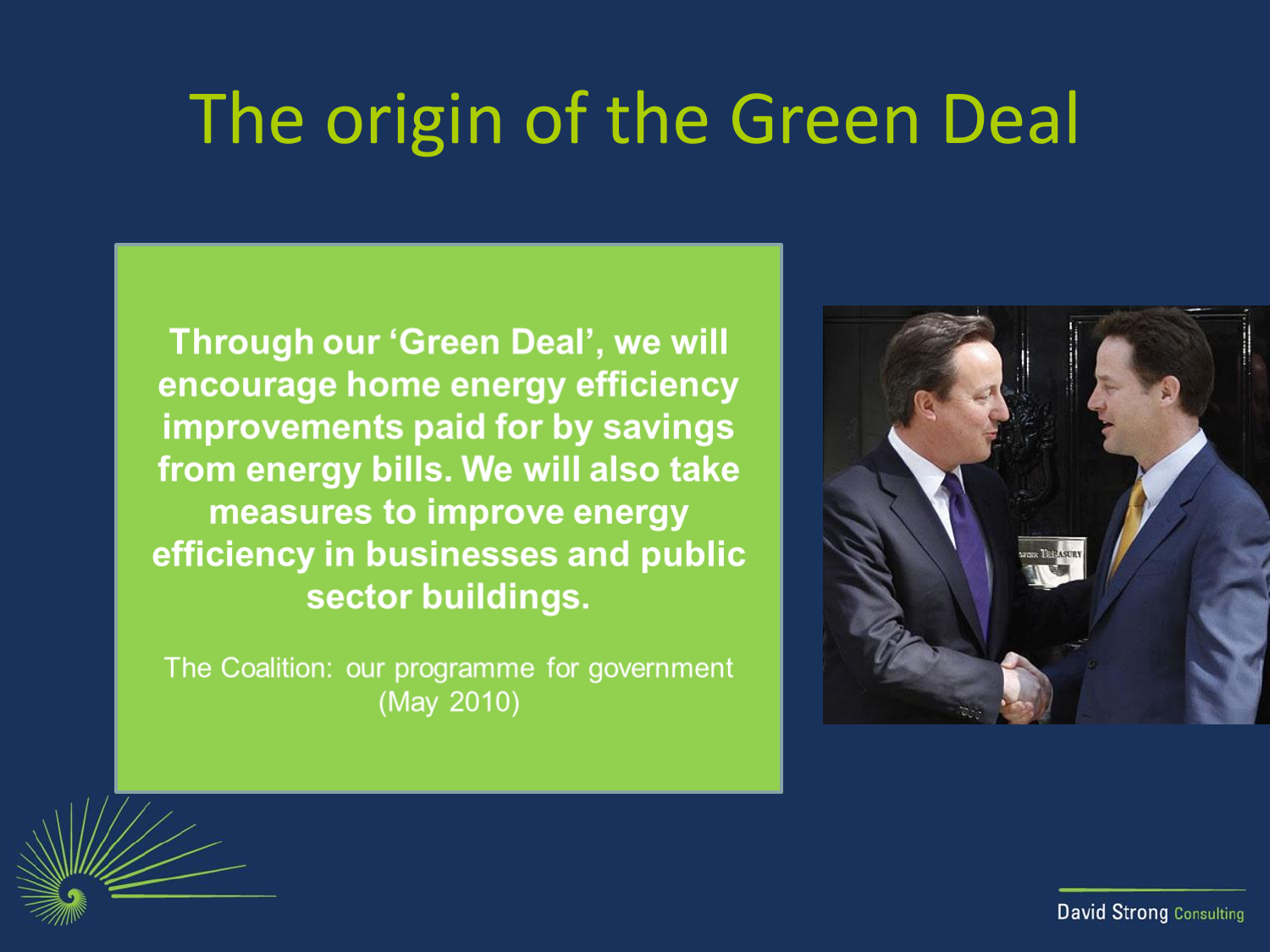# The origin of the Green Deal

**Through our 'Green Deal', we will encourage home energy efficiency improvements paid for by savings from energy bills. We will also take measures to improve energy efficiency in businesses and public sector buildings.**

The Coalition: our programme for government (May 2010)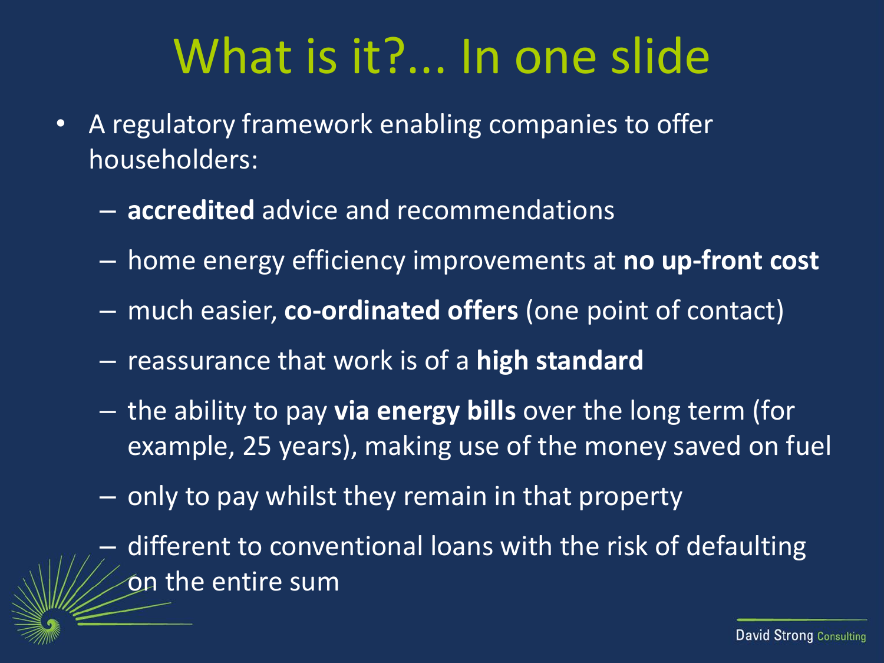# What is it?... In one slide

- A regulatory framework enabling companies to offer householders:
  - **accredited** advice and recommendations
  - home energy efficiency improvements at **no up-front cost**
  - much easier, **co-ordinated offers** (one point of contact)
  - reassurance that work is of a **high standard**
  - the ability to pay **via energy bills** over the long term (for example, 25 years), making use of the money saved on fuel
  - only to pay whilst they remain in that property
  - different to conventional loans with the risk of defaulting on the entire sum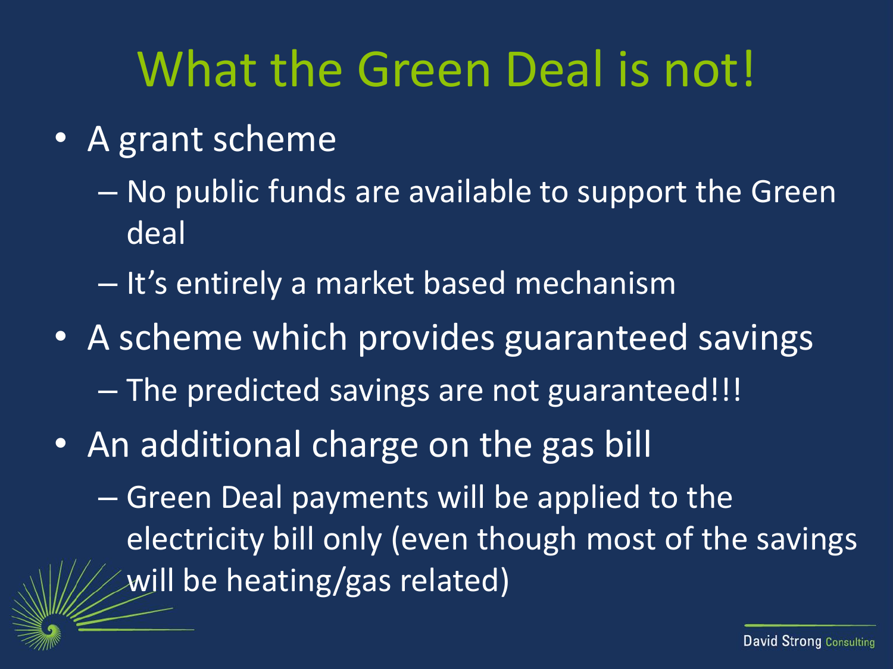# What the Green Deal is not!

- A grant scheme
  - No public funds are available to support the Green deal
  - It's entirely a market based mechanism
- A scheme which provides guaranteed savings
  - The predicted savings are not guaranteed!!!
- An additional charge on the gas bill
  - Green Deal payments will be applied to the electricity bill only (even though most of the savings will be heating/gas related)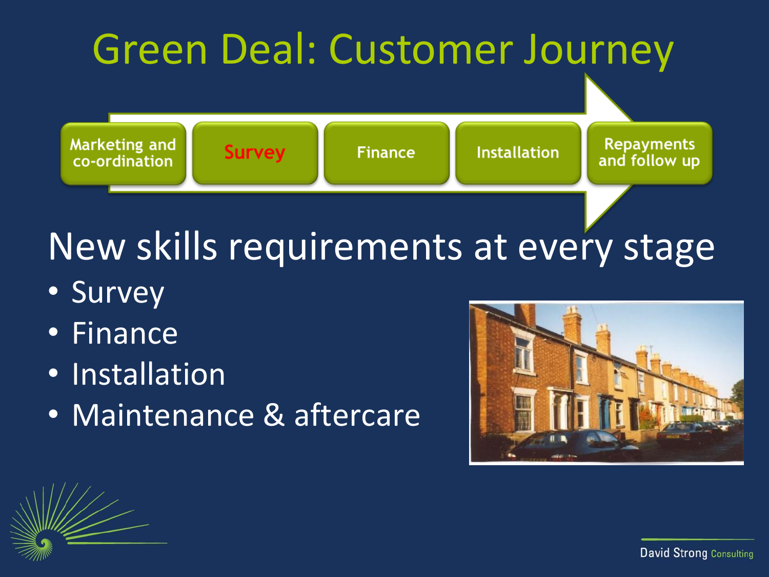# Green Deal: Customer Journey

Marketing and co-ordination → Survey → Finance → Installation → Repayments and follow up

## New skills requirements at every stage

- Survey
- Finance
- Installation
- Maintenance & aftercare

David Strong Consulting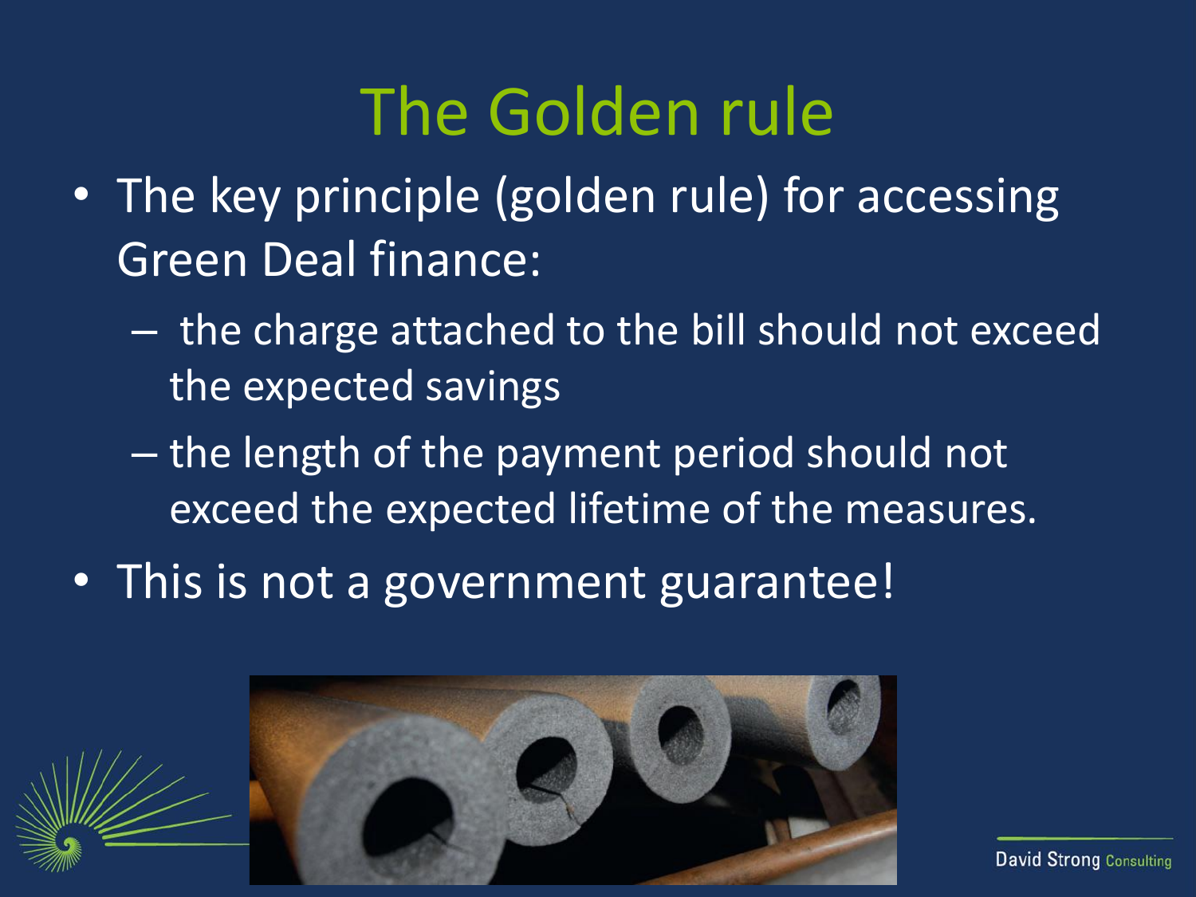# The Golden rule

- The key principle (golden rule) for accessing Green Deal finance:
  - the charge attached to the bill should not exceed the expected savings
  - the length of the payment period should not exceed the expected lifetime of the measures.
- This is not a government guarantee!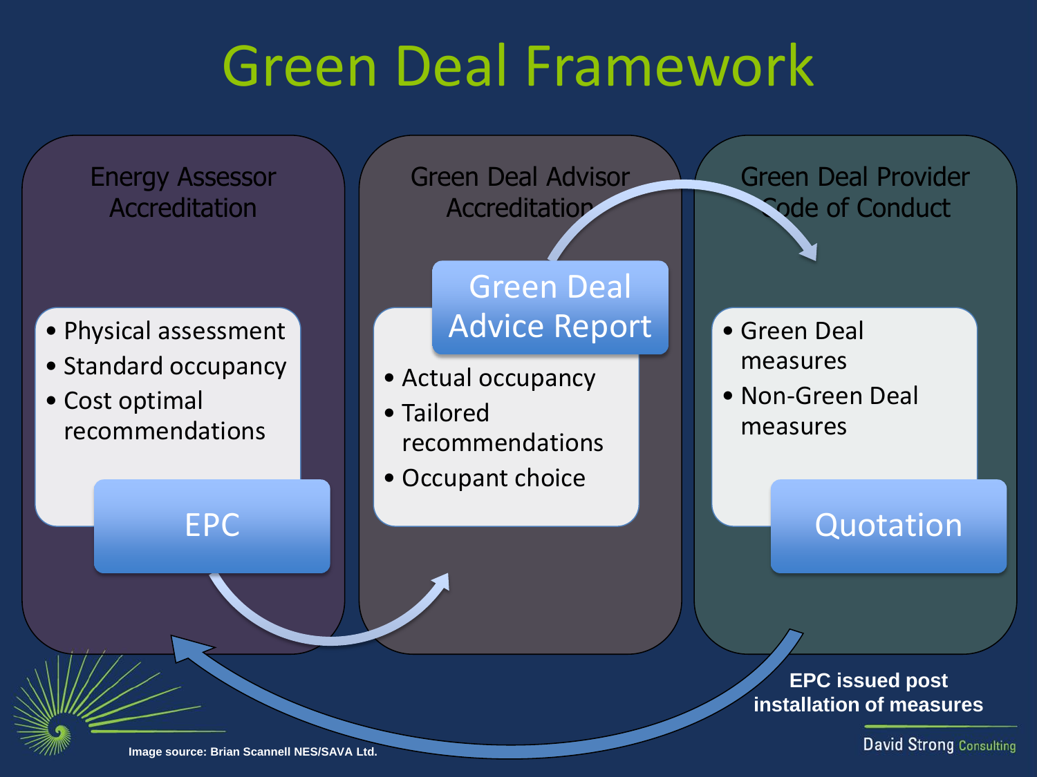# Green Deal Framework

## Energy Assessor Accreditation

- Physical assessment
- Standard occupancy
- Cost optimal recommendations

**EPC**

## Green Deal Advisor Accreditation

**Green Deal Advice Report**

- Actual occupancy
- Tailored recommendations
- Occupant choice

## Green Deal Provider Code of Conduct

- Green Deal measures
- Non-Green Deal measures

**Quotation**

**EPC issued post installation of measures**

**Image source: Brian Scannell NES/SAVA Ltd.**

David Strong Consulting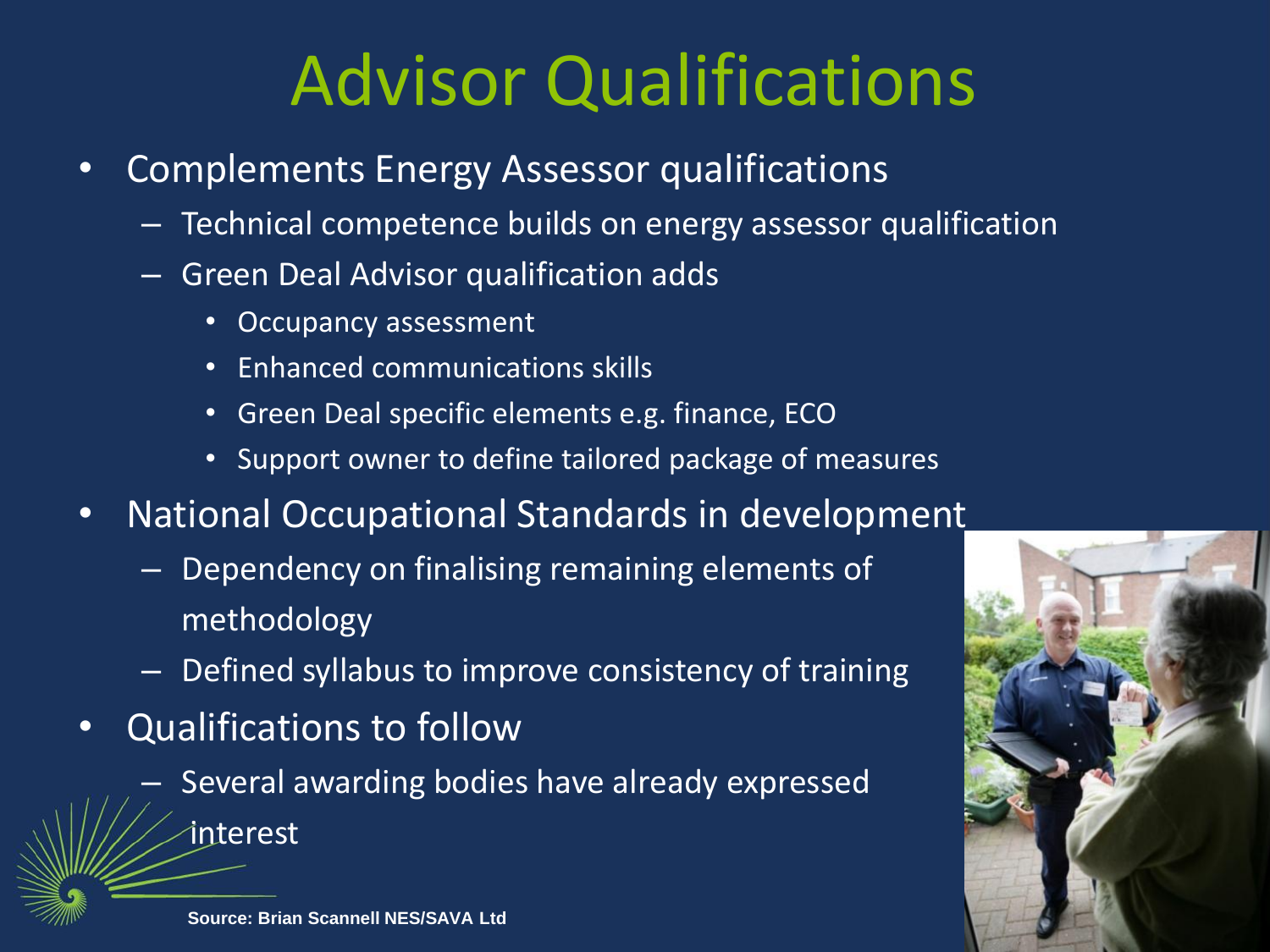# Advisor Qualifications

- Complements Energy Assessor qualifications
  - Technical competence builds on energy assessor qualification
  - Green Deal Advisor qualification adds
    - Occupancy assessment
    - Enhanced communications skills
    - Green Deal specific elements e.g. finance, ECO
    - Support owner to define tailored package of measures
- National Occupational Standards in development
  - Dependency on finalising remaining elements of methodology
  - Defined syllabus to improve consistency of training
- Qualifications to follow
  - Several awarding bodies have already expressed interest

**Source: Brian Scannell NES/SAVA Ltd**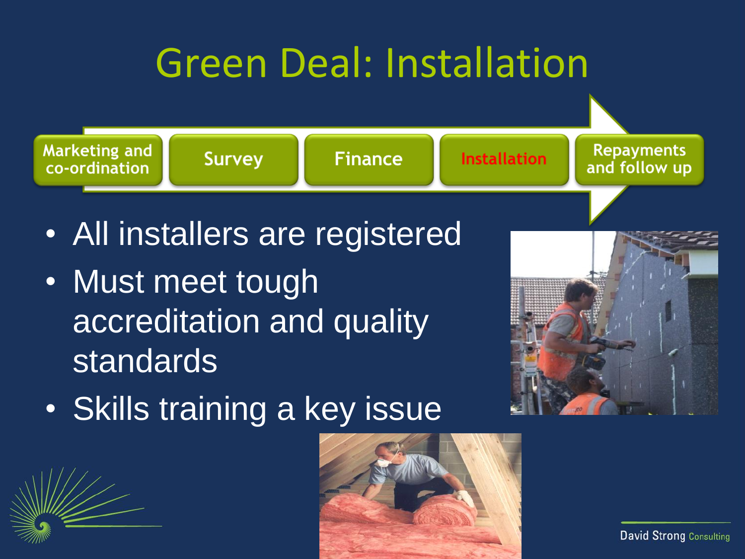# Green Deal: Installation

Marketing and co-ordination → Survey → Finance → **Installation** → Repayments and follow up

- All installers are registered
- Must meet tough accreditation and quality standards
- Skills training a key issue

David Strong Consulting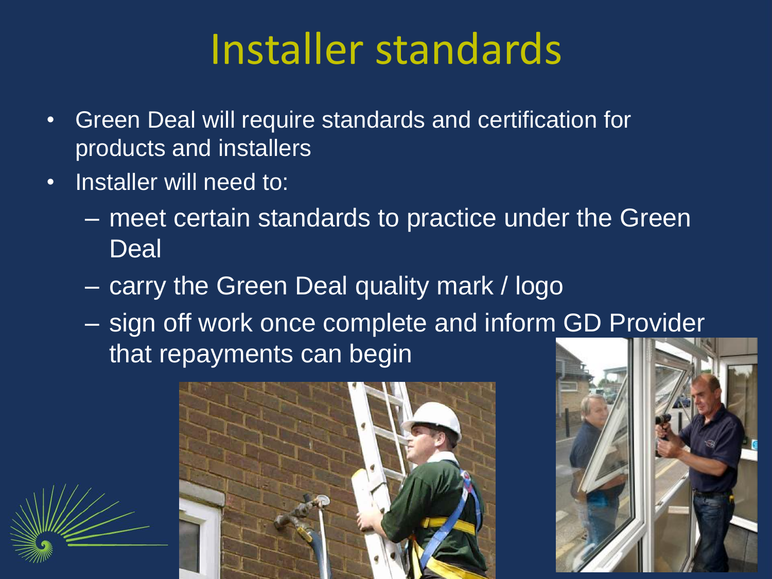# Installer standards

- Green Deal will require standards and certification for products and installers
- Installer will need to:
  - meet certain standards to practice under the Green Deal
  - carry the Green Deal quality mark / logo
  - sign off work once complete and inform GD Provider that repayments can begin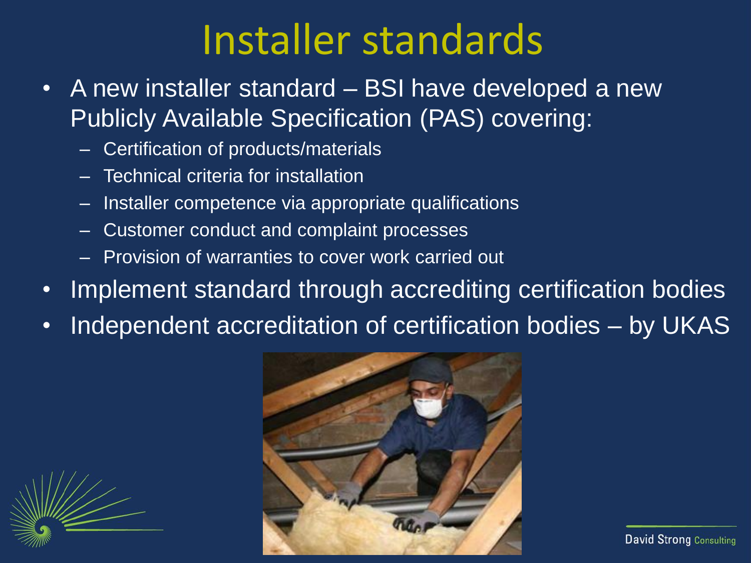# Installer standards

- A new installer standard – BSI have developed a new Publicly Available Specification (PAS) covering:
  - Certification of products/materials
  - Technical criteria for installation
  - Installer competence via appropriate qualifications
  - Customer conduct and complaint processes
  - Provision of warranties to cover work carried out
- Implement standard through accrediting certification bodies
- Independent accreditation of certification bodies – by UKAS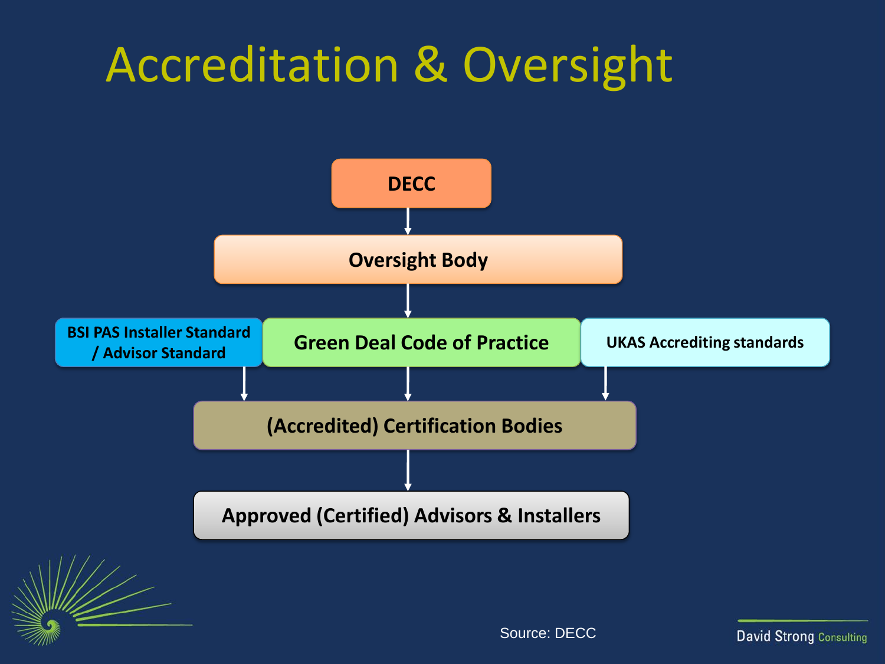# Accreditation & Oversight

- DECC
  - Oversight Body
    - Green Deal Code of Practice
      - (Accredited) Certification Bodies
        - Approved (Certified) Advisors & Installers

Also feeding into (Accredited) Certification Bodies:

- BSI PAS Installer Standard / Advisor Standard
- UKAS Accrediting standards

Source: DECC

David Strong Consulting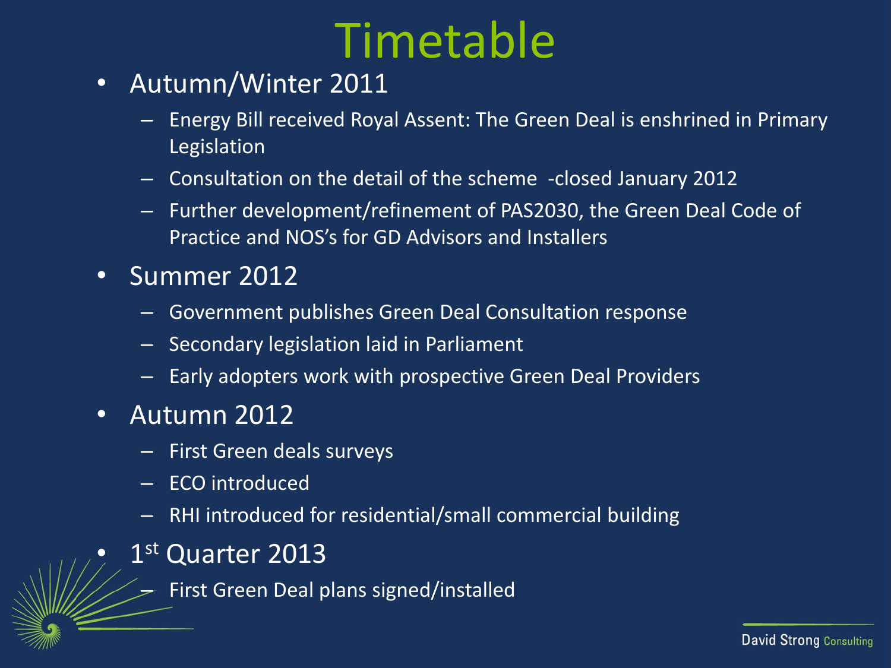# Timetable

- Autumn/Winter 2011
  - Energy Bill received Royal Assent: The Green Deal is enshrined in Primary Legislation
  - Consultation on the detail of the scheme -closed January 2012
  - Further development/refinement of PAS2030, the Green Deal Code of Practice and NOS's for GD Advisors and Installers
- Summer 2012
  - Government publishes Green Deal Consultation response
  - Secondary legislation laid in Parliament
  - Early adopters work with prospective Green Deal Providers
- Autumn 2012
  - First Green deals surveys
  - ECO introduced
  - RHI introduced for residential/small commercial building
- 1st Quarter 2013
  - First Green Deal plans signed/installed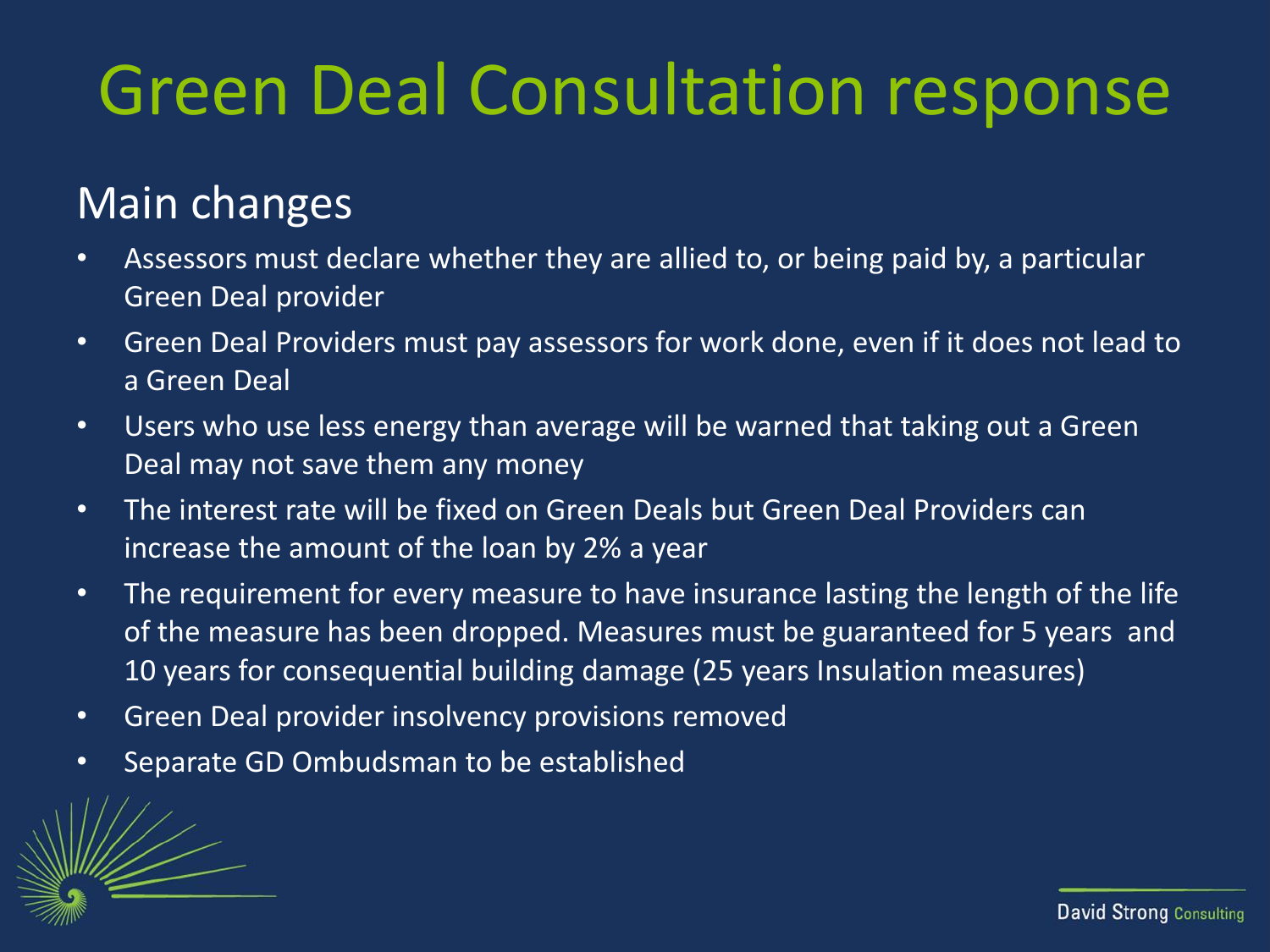# Green Deal Consultation response

## Main changes

- Assessors must declare whether they are allied to, or being paid by, a particular Green Deal provider
- Green Deal Providers must pay assessors for work done, even if it does not lead to a Green Deal
- Users who use less energy than average will be warned that taking out a Green Deal may not save them any money
- The interest rate will be fixed on Green Deals but Green Deal Providers can increase the amount of the loan by 2% a year
- The requirement for every measure to have insurance lasting the length of the life of the measure has been dropped. Measures must be guaranteed for 5 years and 10 years for consequential building damage (25 years Insulation measures)
- Green Deal provider insolvency provisions removed
- Separate GD Ombudsman to be established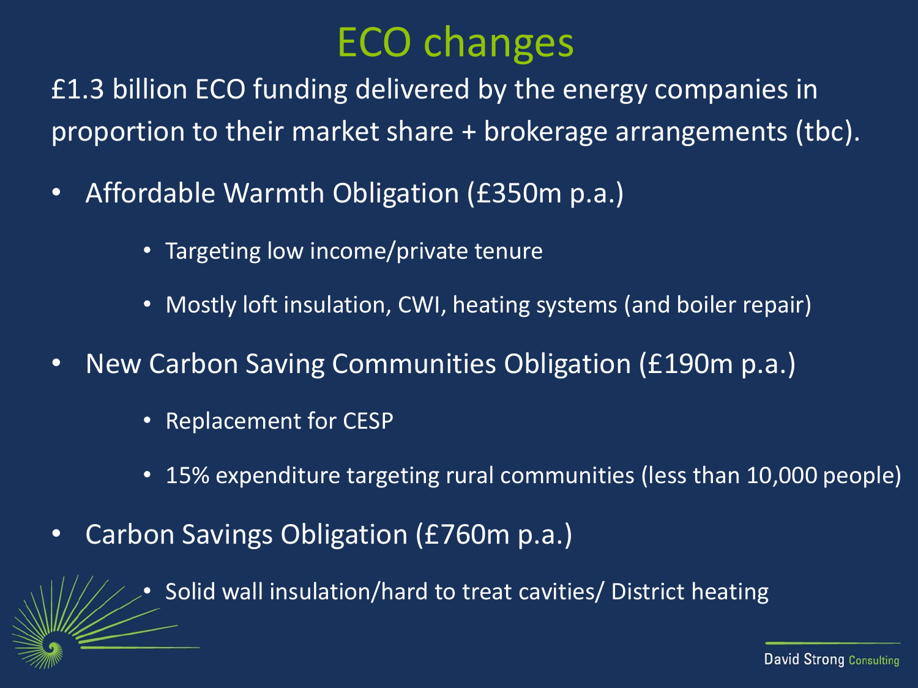# ECO changes

£1.3 billion ECO funding delivered by the energy companies in proportion to their market share + brokerage arrangements (tbc).

- Affordable Warmth Obligation (£350m p.a.)
  - Targeting low income/private tenure
  - Mostly loft insulation, CWI, heating systems (and boiler repair)
- New Carbon Saving Communities Obligation (£190m p.a.)
  - Replacement for CESP
  - 15% expenditure targeting rural communities (less than 10,000 people)
- Carbon Savings Obligation (£760m p.a.)
  - Solid wall insulation/hard to treat cavities/ District heating

David Strong Consulting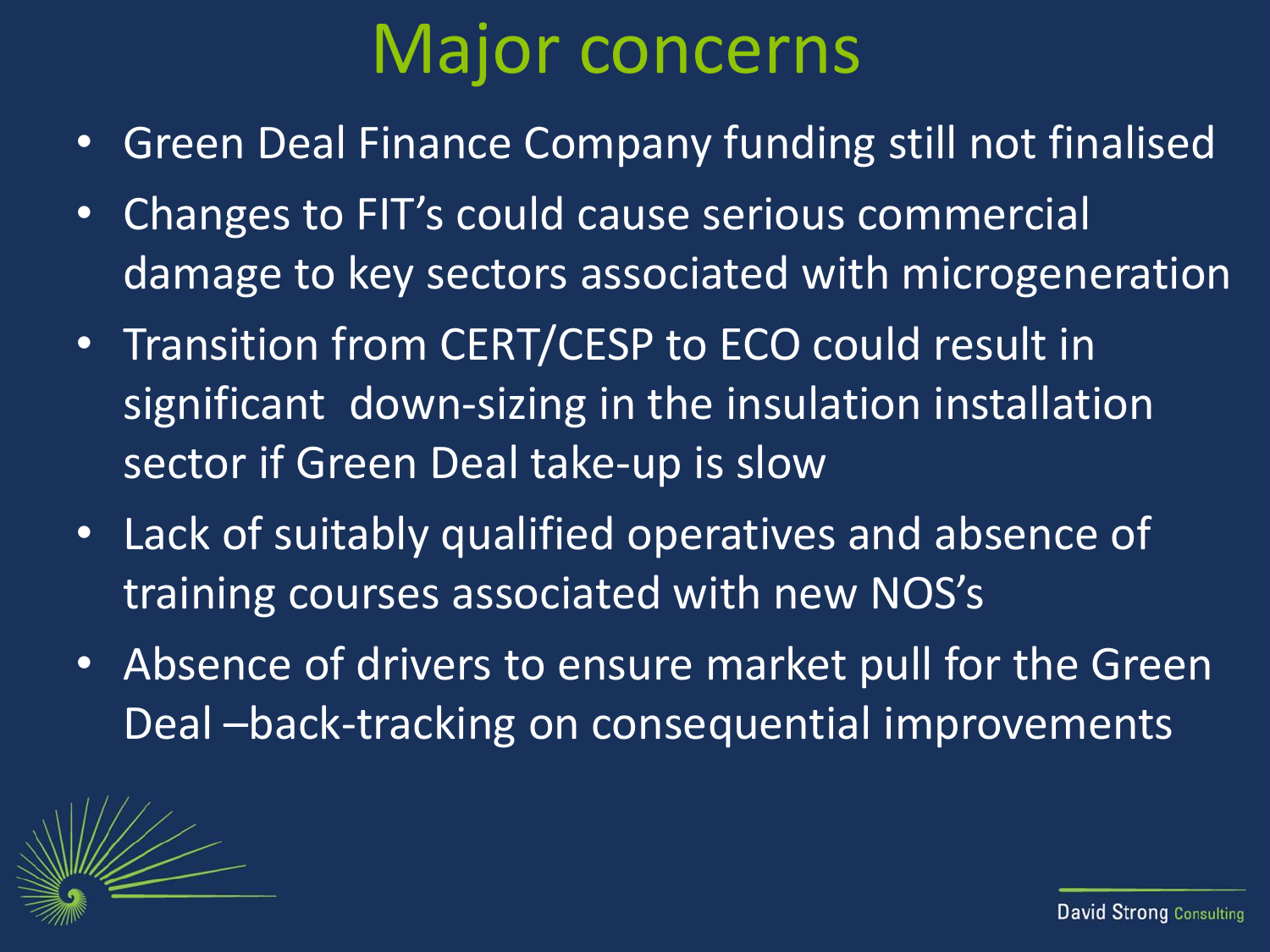# Major concerns

- Green Deal Finance Company funding still not finalised
- Changes to FIT's could cause serious commercial damage to key sectors associated with microgeneration
- Transition from CERT/CESP to ECO could result in significant down-sizing in the insulation installation sector if Green Deal take-up is slow
- Lack of suitably qualified operatives and absence of training courses associated with new NOS's
- Absence of drivers to ensure market pull for the Green Deal –back-tracking on consequential improvements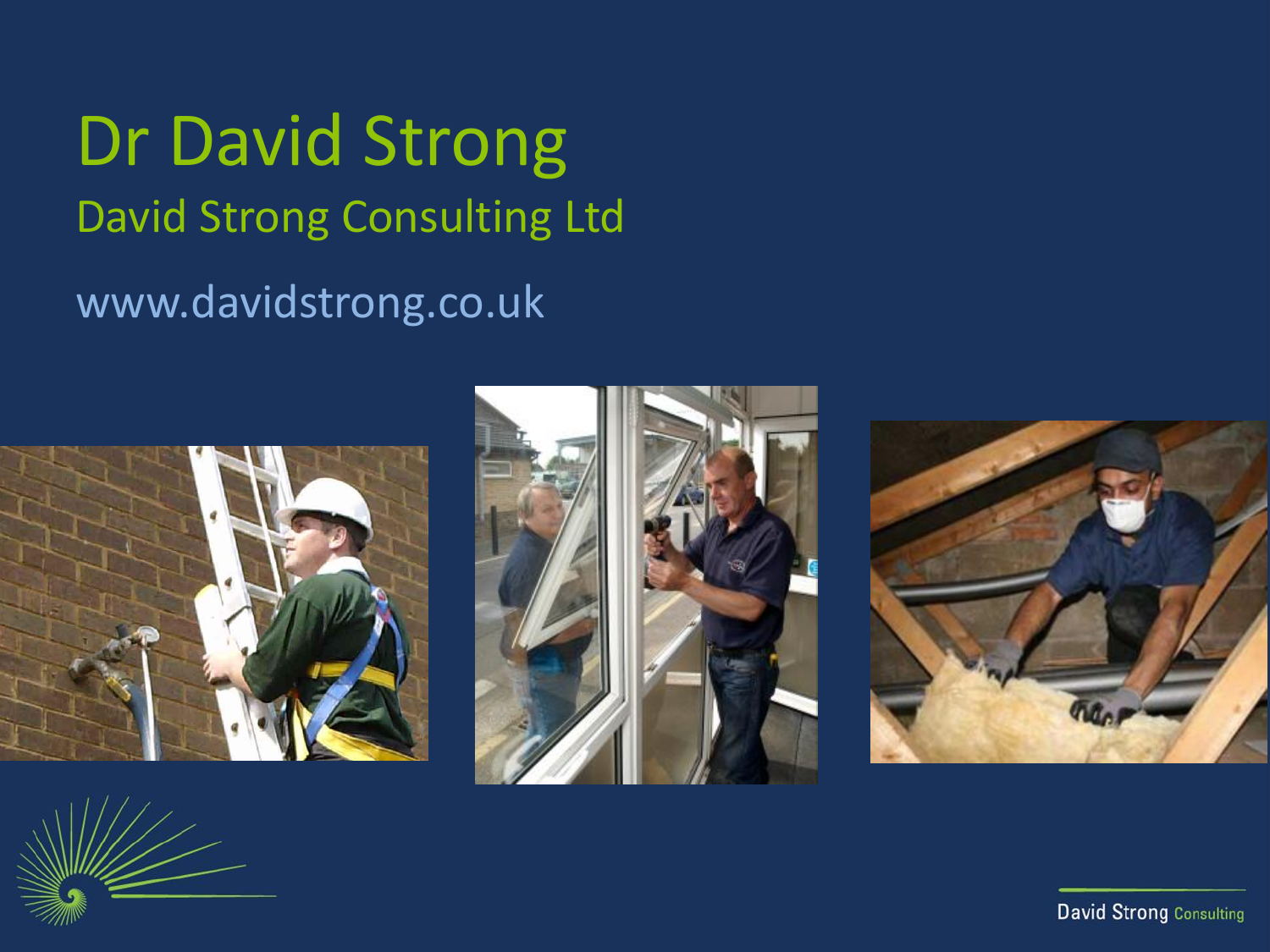# Dr David Strong

## David Strong Consulting Ltd

www.davidstrong.co.uk